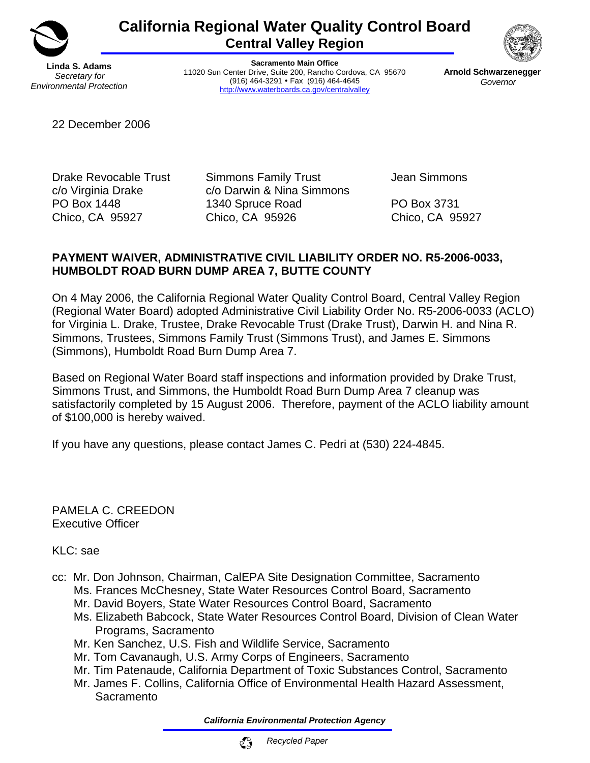# California Regional Water Quality Control Board
## Central Valley Region

**Linda S. Adams**
*Secretary for Environmental Protection*

**Sacramento Main Office**
11020 Sun Center Drive, Suite 200, Rancho Cordova, CA 95670
(916) 464-3291 • Fax (916) 464-4645
http://www.waterboards.ca.gov/centralvalley

**Arnold Schwarzenegger**
*Governor*

22 December 2006

Drake Revocable Trust
c/o Virginia Drake
PO Box 1448
Chico, CA 95927

Simmons Family Trust
c/o Darwin & Nina Simmons
1340 Spruce Road
Chico, CA 95926

Jean Simmons

PO Box 3731
Chico, CA 95927

**PAYMENT WAIVER, ADMINISTRATIVE CIVIL LIABILITY ORDER NO. R5-2006-0033, HUMBOLDT ROAD BURN DUMP AREA 7, BUTTE COUNTY**

On 4 May 2006, the California Regional Water Quality Control Board, Central Valley Region (Regional Water Board) adopted Administrative Civil Liability Order No. R5-2006-0033 (ACLO) for Virginia L. Drake, Trustee, Drake Revocable Trust (Drake Trust), Darwin H. and Nina R. Simmons, Trustees, Simmons Family Trust (Simmons Trust), and James E. Simmons (Simmons), Humboldt Road Burn Dump Area 7.

Based on Regional Water Board staff inspections and information provided by Drake Trust, Simmons Trust, and Simmons, the Humboldt Road Burn Dump Area 7 cleanup was satisfactorily completed by 15 August 2006. Therefore, payment of the ACLO liability amount of $100,000 is hereby waived.

If you have any questions, please contact James C. Pedri at (530) 224-4845.

PAMELA C. CREEDON
Executive Officer

KLC: sae

cc: Mr. Don Johnson, Chairman, CalEPA Site Designation Committee, Sacramento
Ms. Frances McChesney, State Water Resources Control Board, Sacramento
Mr. David Boyers, State Water Resources Control Board, Sacramento
Ms. Elizabeth Babcock, State Water Resources Control Board, Division of Clean Water Programs, Sacramento
Mr. Ken Sanchez, U.S. Fish and Wildlife Service, Sacramento
Mr. Tom Cavanaugh, U.S. Army Corps of Engineers, Sacramento
Mr. Tim Patenaude, California Department of Toxic Substances Control, Sacramento
Mr. James F. Collins, California Office of Environmental Health Hazard Assessment, Sacramento

*California Environmental Protection Agency*

*Recycled Paper*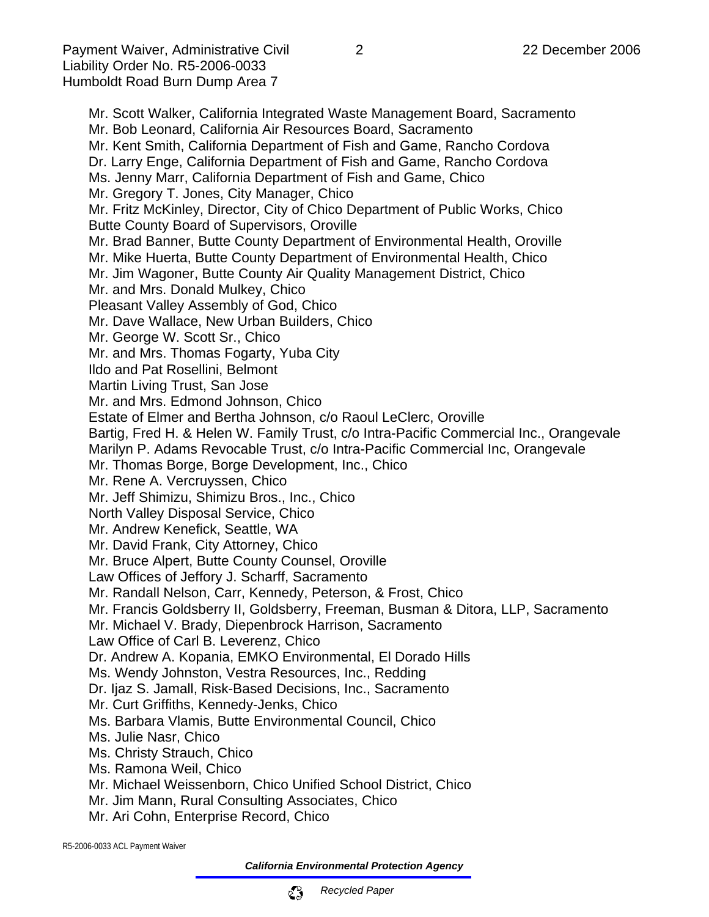Mr. Scott Walker, California Integrated Waste Management Board, Sacramento
Mr. Bob Leonard, California Air Resources Board, Sacramento
Mr. Kent Smith, California Department of Fish and Game, Rancho Cordova
Dr. Larry Enge, California Department of Fish and Game, Rancho Cordova
Ms. Jenny Marr, California Department of Fish and Game, Chico
Mr. Gregory T. Jones, City Manager, Chico
Mr. Fritz McKinley, Director, City of Chico Department of Public Works, Chico
Butte County Board of Supervisors, Oroville
Mr. Brad Banner, Butte County Department of Environmental Health, Oroville
Mr. Mike Huerta, Butte County Department of Environmental Health, Chico
Mr. Jim Wagoner, Butte County Air Quality Management District, Chico
Mr. and Mrs. Donald Mulkey, Chico
Pleasant Valley Assembly of God, Chico
Mr. Dave Wallace, New Urban Builders, Chico
Mr. George W. Scott Sr., Chico
Mr. and Mrs. Thomas Fogarty, Yuba City
Ildo and Pat Rosellini, Belmont
Martin Living Trust, San Jose
Mr. and Mrs. Edmond Johnson, Chico
Estate of Elmer and Bertha Johnson, c/o Raoul LeClerc, Oroville
Bartig, Fred H. & Helen W. Family Trust, c/o Intra-Pacific Commercial Inc., Orangevale
Marilyn P. Adams Revocable Trust, c/o Intra-Pacific Commercial Inc, Orangevale
Mr. Thomas Borge, Borge Development, Inc., Chico
Mr. Rene A. Vercruyssen, Chico
Mr. Jeff Shimizu, Shimizu Bros., Inc., Chico
North Valley Disposal Service, Chico
Mr. Andrew Kenefick, Seattle, WA
Mr. David Frank, City Attorney, Chico
Mr. Bruce Alpert, Butte County Counsel, Oroville
Law Offices of Jeffory J. Scharff, Sacramento
Mr. Randall Nelson, Carr, Kennedy, Peterson, & Frost, Chico
Mr. Francis Goldsberry II, Goldsberry, Freeman, Busman & Ditora, LLP, Sacramento
Mr. Michael V. Brady, Diepenbrock Harrison, Sacramento
Law Office of Carl B. Leverenz, Chico
Dr. Andrew A. Kopania, EMKO Environmental, El Dorado Hills
Ms. Wendy Johnston, Vestra Resources, Inc., Redding
Dr. Ijaz S. Jamall, Risk-Based Decisions, Inc., Sacramento
Mr. Curt Griffiths, Kennedy-Jenks, Chico
Ms. Barbara Vlamis, Butte Environmental Council, Chico
Ms. Julie Nasr, Chico
Ms. Christy Strauch, Chico
Ms. Ramona Weil, Chico
Mr. Michael Weissenborn, Chico Unified School District, Chico
Mr. Jim Mann, Rural Consulting Associates, Chico
Mr. Ari Cohn, Enterprise Record, Chico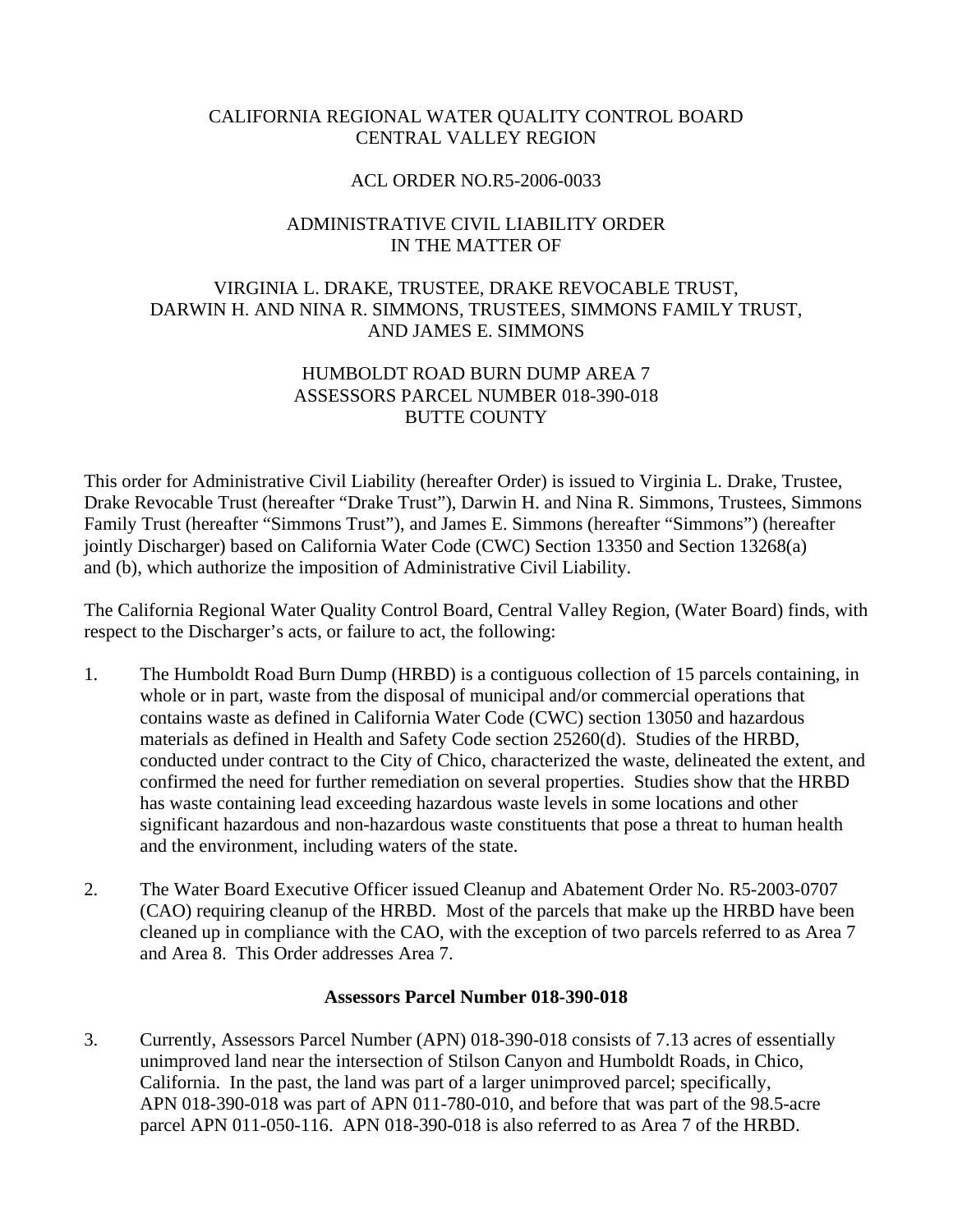CALIFORNIA REGIONAL WATER QUALITY CONTROL BOARD
CENTRAL VALLEY REGION

ACL ORDER NO.R5-2006-0033

ADMINISTRATIVE CIVIL LIABILITY ORDER
IN THE MATTER OF

VIRGINIA L. DRAKE, TRUSTEE, DRAKE REVOCABLE TRUST,
DARWIN H. AND NINA R. SIMMONS, TRUSTEES, SIMMONS FAMILY TRUST,
AND JAMES E. SIMMONS

HUMBOLDT ROAD BURN DUMP AREA 7
ASSESSORS PARCEL NUMBER 018-390-018
BUTTE COUNTY

This order for Administrative Civil Liability (hereafter Order) is issued to Virginia L. Drake, Trustee, Drake Revocable Trust (hereafter "Drake Trust"), Darwin H. and Nina R. Simmons, Trustees, Simmons Family Trust (hereafter "Simmons Trust"), and James E. Simmons (hereafter "Simmons") (hereafter jointly Discharger) based on California Water Code (CWC) Section 13350 and Section 13268(a) and (b), which authorize the imposition of Administrative Civil Liability.

The California Regional Water Quality Control Board, Central Valley Region, (Water Board) finds, with respect to the Discharger's acts, or failure to act, the following:

1. The Humboldt Road Burn Dump (HRBD) is a contiguous collection of 15 parcels containing, in whole or in part, waste from the disposal of municipal and/or commercial operations that contains waste as defined in California Water Code (CWC) section 13050 and hazardous materials as defined in Health and Safety Code section 25260(d). Studies of the HRBD, conducted under contract to the City of Chico, characterized the waste, delineated the extent, and confirmed the need for further remediation on several properties. Studies show that the HRBD has waste containing lead exceeding hazardous waste levels in some locations and other significant hazardous and non-hazardous waste constituents that pose a threat to human health and the environment, including waters of the state.

2. The Water Board Executive Officer issued Cleanup and Abatement Order No. R5-2003-0707 (CAO) requiring cleanup of the HRBD. Most of the parcels that make up the HRBD have been cleaned up in compliance with the CAO, with the exception of two parcels referred to as Area 7 and Area 8. This Order addresses Area 7.

**Assessors Parcel Number 018-390-018**

3. Currently, Assessors Parcel Number (APN) 018-390-018 consists of 7.13 acres of essentially unimproved land near the intersection of Stilson Canyon and Humboldt Roads, in Chico, California. In the past, the land was part of a larger unimproved parcel; specifically, APN 018-390-018 was part of APN 011-780-010, and before that was part of the 98.5-acre parcel APN 011-050-116. APN 018-390-018 is also referred to as Area 7 of the HRBD.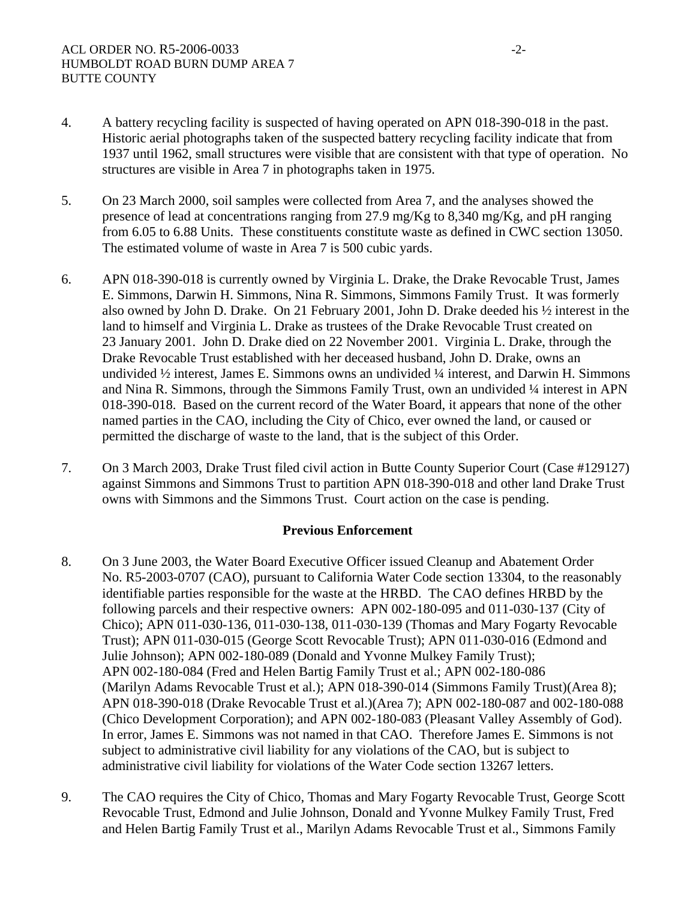4. A battery recycling facility is suspected of having operated on APN 018-390-018 in the past. Historic aerial photographs taken of the suspected battery recycling facility indicate that from 1937 until 1962, small structures were visible that are consistent with that type of operation. No structures are visible in Area 7 in photographs taken in 1975.

5. On 23 March 2000, soil samples were collected from Area 7, and the analyses showed the presence of lead at concentrations ranging from 27.9 mg/Kg to 8,340 mg/Kg, and pH ranging from 6.05 to 6.88 Units. These constituents constitute waste as defined in CWC section 13050. The estimated volume of waste in Area 7 is 500 cubic yards.

6. APN 018-390-018 is currently owned by Virginia L. Drake, the Drake Revocable Trust, James E. Simmons, Darwin H. Simmons, Nina R. Simmons, Simmons Family Trust. It was formerly also owned by John D. Drake. On 21 February 2001, John D. Drake deeded his ½ interest in the land to himself and Virginia L. Drake as trustees of the Drake Revocable Trust created on 23 January 2001. John D. Drake died on 22 November 2001. Virginia L. Drake, through the Drake Revocable Trust established with her deceased husband, John D. Drake, owns an undivided ½ interest, James E. Simmons owns an undivided ¼ interest, and Darwin H. Simmons and Nina R. Simmons, through the Simmons Family Trust, own an undivided ¼ interest in APN 018-390-018. Based on the current record of the Water Board, it appears that none of the other named parties in the CAO, including the City of Chico, ever owned the land, or caused or permitted the discharge of waste to the land, that is the subject of this Order.

7. On 3 March 2003, Drake Trust filed civil action in Butte County Superior Court (Case #129127) against Simmons and Simmons Trust to partition APN 018-390-018 and other land Drake Trust owns with Simmons and the Simmons Trust. Court action on the case is pending.

**Previous Enforcement**

8. On 3 June 2003, the Water Board Executive Officer issued Cleanup and Abatement Order No. R5-2003-0707 (CAO), pursuant to California Water Code section 13304, to the reasonably identifiable parties responsible for the waste at the HRBD. The CAO defines HRBD by the following parcels and their respective owners: APN 002-180-095 and 011-030-137 (City of Chico); APN 011-030-136, 011-030-138, 011-030-139 (Thomas and Mary Fogarty Revocable Trust); APN 011-030-015 (George Scott Revocable Trust); APN 011-030-016 (Edmond and Julie Johnson); APN 002-180-089 (Donald and Yvonne Mulkey Family Trust); APN 002-180-084 (Fred and Helen Bartig Family Trust et al.; APN 002-180-086 (Marilyn Adams Revocable Trust et al.); APN 018-390-014 (Simmons Family Trust)(Area 8); APN 018-390-018 (Drake Revocable Trust et al.)(Area 7); APN 002-180-087 and 002-180-088 (Chico Development Corporation); and APN 002-180-083 (Pleasant Valley Assembly of God). In error, James E. Simmons was not named in that CAO. Therefore James E. Simmons is not subject to administrative civil liability for any violations of the CAO, but is subject to administrative civil liability for violations of the Water Code section 13267 letters.

9. The CAO requires the City of Chico, Thomas and Mary Fogarty Revocable Trust, George Scott Revocable Trust, Edmond and Julie Johnson, Donald and Yvonne Mulkey Family Trust, Fred and Helen Bartig Family Trust et al., Marilyn Adams Revocable Trust et al., Simmons Family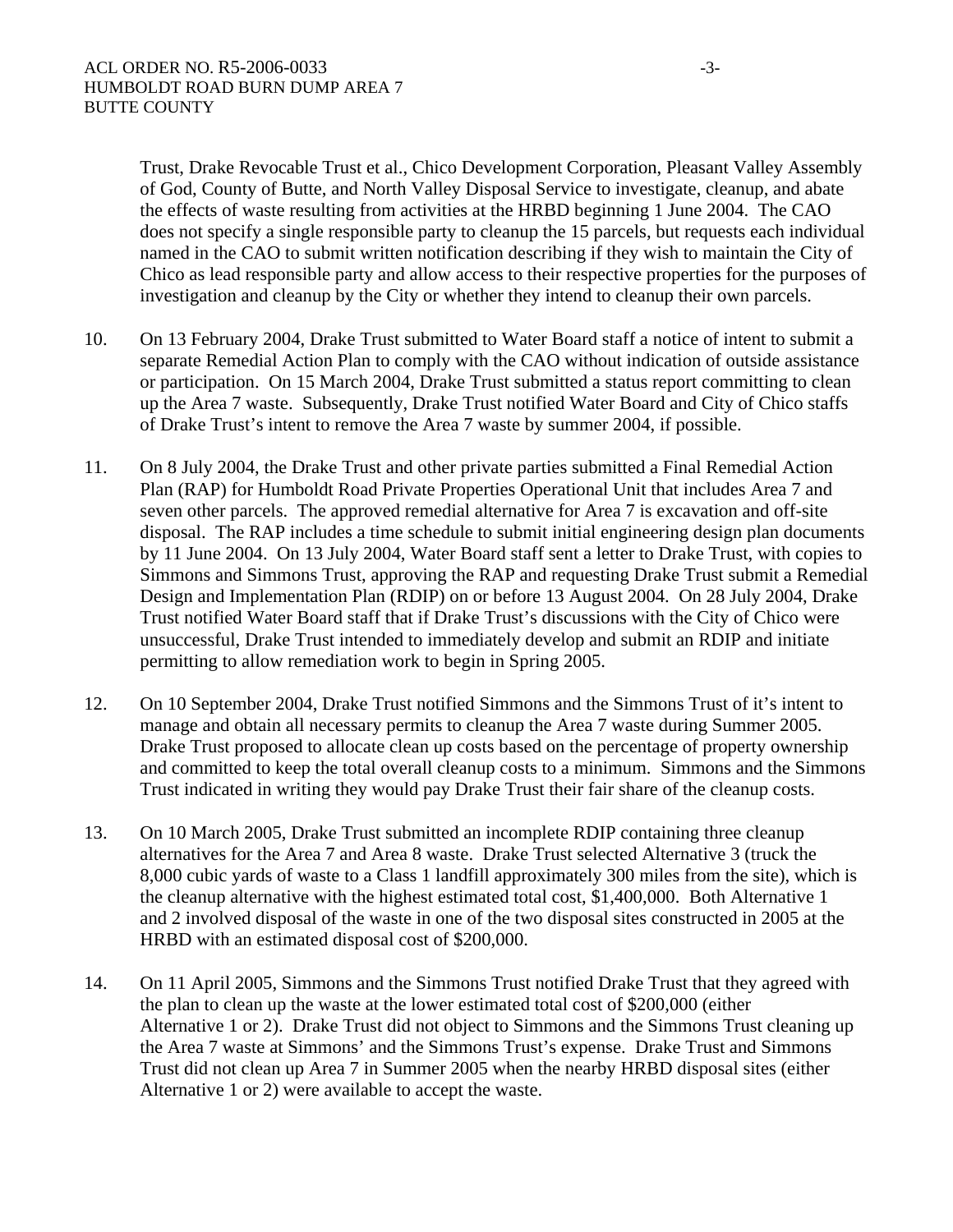Trust, Drake Revocable Trust et al., Chico Development Corporation, Pleasant Valley Assembly of God, County of Butte, and North Valley Disposal Service to investigate, cleanup, and abate the effects of waste resulting from activities at the HRBD beginning 1 June 2004. The CAO does not specify a single responsible party to cleanup the 15 parcels, but requests each individual named in the CAO to submit written notification describing if they wish to maintain the City of Chico as lead responsible party and allow access to their respective properties for the purposes of investigation and cleanup by the City or whether they intend to cleanup their own parcels.

10. On 13 February 2004, Drake Trust submitted to Water Board staff a notice of intent to submit a separate Remedial Action Plan to comply with the CAO without indication of outside assistance or participation. On 15 March 2004, Drake Trust submitted a status report committing to clean up the Area 7 waste. Subsequently, Drake Trust notified Water Board and City of Chico staffs of Drake Trust's intent to remove the Area 7 waste by summer 2004, if possible.

11. On 8 July 2004, the Drake Trust and other private parties submitted a Final Remedial Action Plan (RAP) for Humboldt Road Private Properties Operational Unit that includes Area 7 and seven other parcels. The approved remedial alternative for Area 7 is excavation and off-site disposal. The RAP includes a time schedule to submit initial engineering design plan documents by 11 June 2004. On 13 July 2004, Water Board staff sent a letter to Drake Trust, with copies to Simmons and Simmons Trust, approving the RAP and requesting Drake Trust submit a Remedial Design and Implementation Plan (RDIP) on or before 13 August 2004. On 28 July 2004, Drake Trust notified Water Board staff that if Drake Trust's discussions with the City of Chico were unsuccessful, Drake Trust intended to immediately develop and submit an RDIP and initiate permitting to allow remediation work to begin in Spring 2005.

12. On 10 September 2004, Drake Trust notified Simmons and the Simmons Trust of it's intent to manage and obtain all necessary permits to cleanup the Area 7 waste during Summer 2005. Drake Trust proposed to allocate clean up costs based on the percentage of property ownership and committed to keep the total overall cleanup costs to a minimum. Simmons and the Simmons Trust indicated in writing they would pay Drake Trust their fair share of the cleanup costs.

13. On 10 March 2005, Drake Trust submitted an incomplete RDIP containing three cleanup alternatives for the Area 7 and Area 8 waste. Drake Trust selected Alternative 3 (truck the 8,000 cubic yards of waste to a Class 1 landfill approximately 300 miles from the site), which is the cleanup alternative with the highest estimated total cost, $1,400,000. Both Alternative 1 and 2 involved disposal of the waste in one of the two disposal sites constructed in 2005 at the HRBD with an estimated disposal cost of $200,000.

14. On 11 April 2005, Simmons and the Simmons Trust notified Drake Trust that they agreed with the plan to clean up the waste at the lower estimated total cost of $200,000 (either Alternative 1 or 2). Drake Trust did not object to Simmons and the Simmons Trust cleaning up the Area 7 waste at Simmons' and the Simmons Trust's expense. Drake Trust and Simmons Trust did not clean up Area 7 in Summer 2005 when the nearby HRBD disposal sites (either Alternative 1 or 2) were available to accept the waste.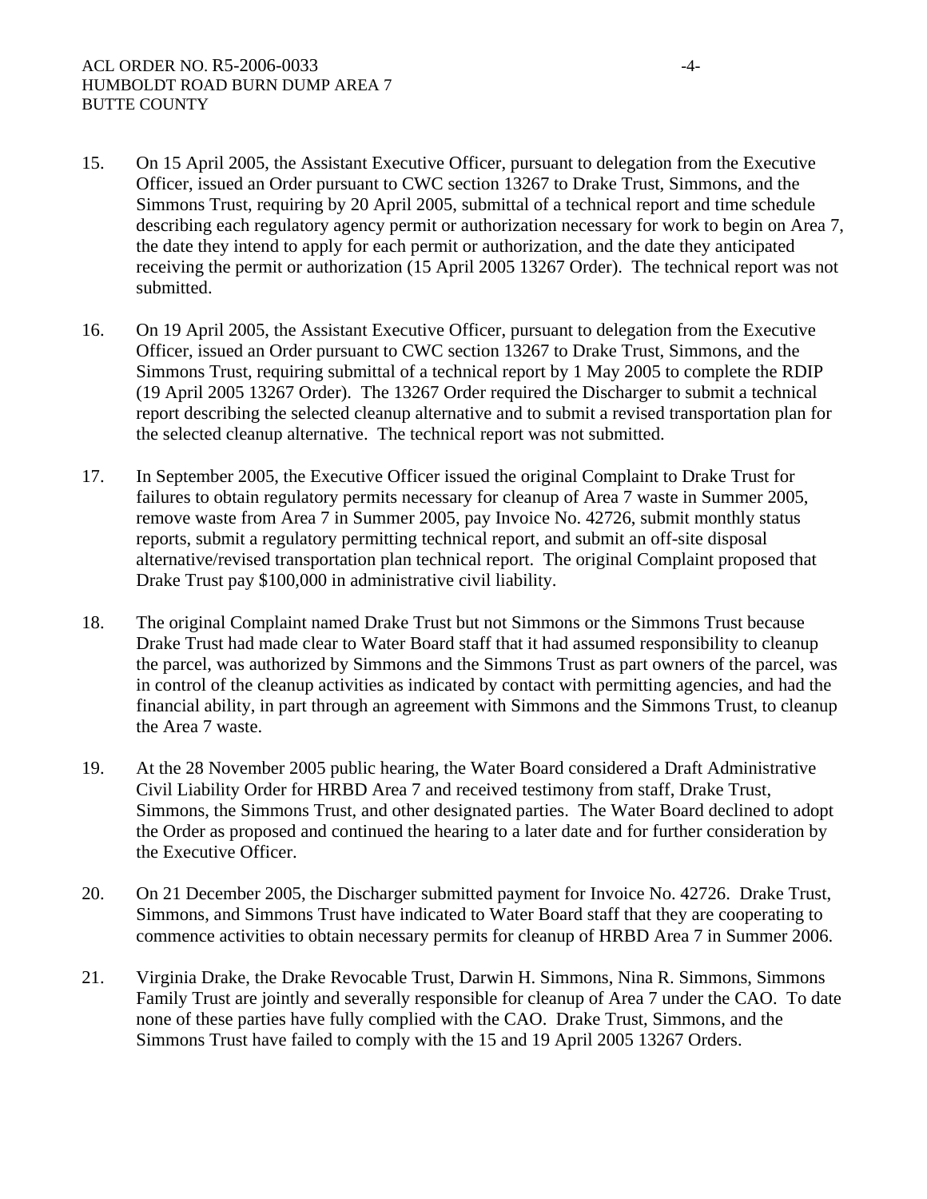15. On 15 April 2005, the Assistant Executive Officer, pursuant to delegation from the Executive Officer, issued an Order pursuant to CWC section 13267 to Drake Trust, Simmons, and the Simmons Trust, requiring by 20 April 2005, submittal of a technical report and time schedule describing each regulatory agency permit or authorization necessary for work to begin on Area 7, the date they intend to apply for each permit or authorization, and the date they anticipated receiving the permit or authorization (15 April 2005 13267 Order). The technical report was not submitted.

16. On 19 April 2005, the Assistant Executive Officer, pursuant to delegation from the Executive Officer, issued an Order pursuant to CWC section 13267 to Drake Trust, Simmons, and the Simmons Trust, requiring submittal of a technical report by 1 May 2005 to complete the RDIP (19 April 2005 13267 Order). The 13267 Order required the Discharger to submit a technical report describing the selected cleanup alternative and to submit a revised transportation plan for the selected cleanup alternative. The technical report was not submitted.

17. In September 2005, the Executive Officer issued the original Complaint to Drake Trust for failures to obtain regulatory permits necessary for cleanup of Area 7 waste in Summer 2005, remove waste from Area 7 in Summer 2005, pay Invoice No. 42726, submit monthly status reports, submit a regulatory permitting technical report, and submit an off-site disposal alternative/revised transportation plan technical report. The original Complaint proposed that Drake Trust pay $100,000 in administrative civil liability.

18. The original Complaint named Drake Trust but not Simmons or the Simmons Trust because Drake Trust had made clear to Water Board staff that it had assumed responsibility to cleanup the parcel, was authorized by Simmons and the Simmons Trust as part owners of the parcel, was in control of the cleanup activities as indicated by contact with permitting agencies, and had the financial ability, in part through an agreement with Simmons and the Simmons Trust, to cleanup the Area 7 waste.

19. At the 28 November 2005 public hearing, the Water Board considered a Draft Administrative Civil Liability Order for HRBD Area 7 and received testimony from staff, Drake Trust, Simmons, the Simmons Trust, and other designated parties. The Water Board declined to adopt the Order as proposed and continued the hearing to a later date and for further consideration by the Executive Officer.

20. On 21 December 2005, the Discharger submitted payment for Invoice No. 42726. Drake Trust, Simmons, and Simmons Trust have indicated to Water Board staff that they are cooperating to commence activities to obtain necessary permits for cleanup of HRBD Area 7 in Summer 2006.

21. Virginia Drake, the Drake Revocable Trust, Darwin H. Simmons, Nina R. Simmons, Simmons Family Trust are jointly and severally responsible for cleanup of Area 7 under the CAO. To date none of these parties have fully complied with the CAO. Drake Trust, Simmons, and the Simmons Trust have failed to comply with the 15 and 19 April 2005 13267 Orders.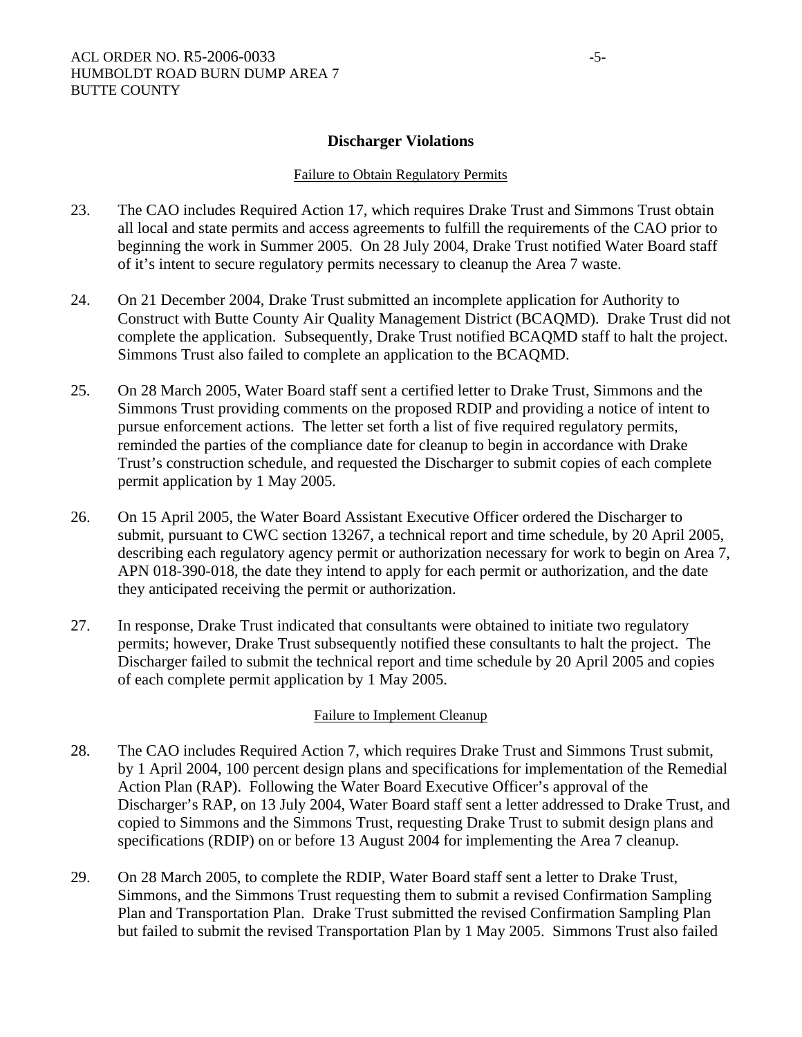### Discharger Violations

Failure to Obtain Regulatory Permits

23. The CAO includes Required Action 17, which requires Drake Trust and Simmons Trust obtain all local and state permits and access agreements to fulfill the requirements of the CAO prior to beginning the work in Summer 2005. On 28 July 2004, Drake Trust notified Water Board staff of it's intent to secure regulatory permits necessary to cleanup the Area 7 waste.

24. On 21 December 2004, Drake Trust submitted an incomplete application for Authority to Construct with Butte County Air Quality Management District (BCAQMD). Drake Trust did not complete the application. Subsequently, Drake Trust notified BCAQMD staff to halt the project. Simmons Trust also failed to complete an application to the BCAQMD.

25. On 28 March 2005, Water Board staff sent a certified letter to Drake Trust, Simmons and the Simmons Trust providing comments on the proposed RDIP and providing a notice of intent to pursue enforcement actions. The letter set forth a list of five required regulatory permits, reminded the parties of the compliance date for cleanup to begin in accordance with Drake Trust's construction schedule, and requested the Discharger to submit copies of each complete permit application by 1 May 2005.

26. On 15 April 2005, the Water Board Assistant Executive Officer ordered the Discharger to submit, pursuant to CWC section 13267, a technical report and time schedule, by 20 April 2005, describing each regulatory agency permit or authorization necessary for work to begin on Area 7, APN 018-390-018, the date they intend to apply for each permit or authorization, and the date they anticipated receiving the permit or authorization.

27. In response, Drake Trust indicated that consultants were obtained to initiate two regulatory permits; however, Drake Trust subsequently notified these consultants to halt the project. The Discharger failed to submit the technical report and time schedule by 20 April 2005 and copies of each complete permit application by 1 May 2005.

Failure to Implement Cleanup

28. The CAO includes Required Action 7, which requires Drake Trust and Simmons Trust submit, by 1 April 2004, 100 percent design plans and specifications for implementation of the Remedial Action Plan (RAP). Following the Water Board Executive Officer's approval of the Discharger's RAP, on 13 July 2004, Water Board staff sent a letter addressed to Drake Trust, and copied to Simmons and the Simmons Trust, requesting Drake Trust to submit design plans and specifications (RDIP) on or before 13 August 2004 for implementing the Area 7 cleanup.

29. On 28 March 2005, to complete the RDIP, Water Board staff sent a letter to Drake Trust, Simmons, and the Simmons Trust requesting them to submit a revised Confirmation Sampling Plan and Transportation Plan. Drake Trust submitted the revised Confirmation Sampling Plan but failed to submit the revised Transportation Plan by 1 May 2005. Simmons Trust also failed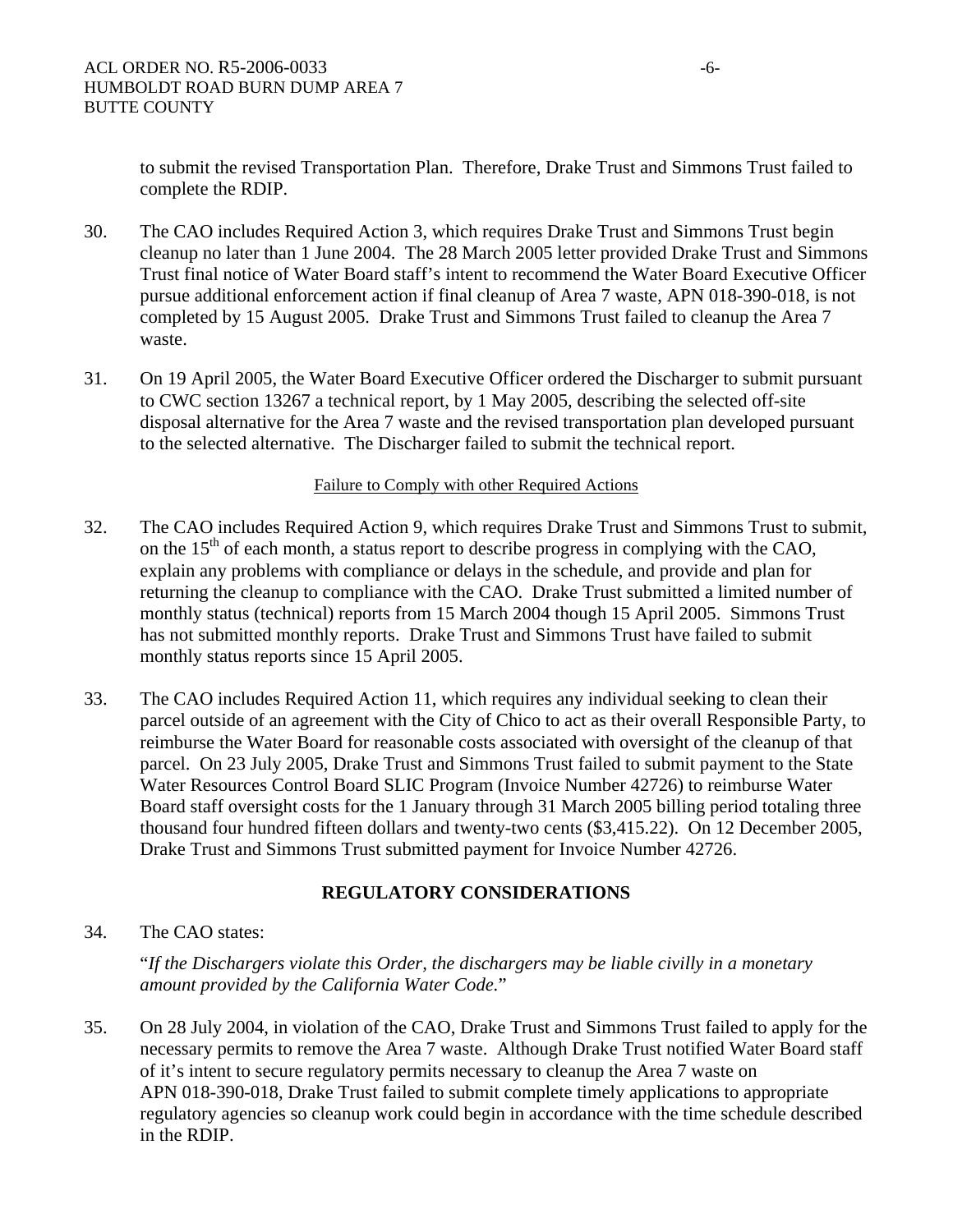to submit the revised Transportation Plan. Therefore, Drake Trust and Simmons Trust failed to complete the RDIP.

30. The CAO includes Required Action 3, which requires Drake Trust and Simmons Trust begin cleanup no later than 1 June 2004. The 28 March 2005 letter provided Drake Trust and Simmons Trust final notice of Water Board staff's intent to recommend the Water Board Executive Officer pursue additional enforcement action if final cleanup of Area 7 waste, APN 018-390-018, is not completed by 15 August 2005. Drake Trust and Simmons Trust failed to cleanup the Area 7 waste.

31. On 19 April 2005, the Water Board Executive Officer ordered the Discharger to submit pursuant to CWC section 13267 a technical report, by 1 May 2005, describing the selected off-site disposal alternative for the Area 7 waste and the revised transportation plan developed pursuant to the selected alternative. The Discharger failed to submit the technical report.

Failure to Comply with other Required Actions

32. The CAO includes Required Action 9, which requires Drake Trust and Simmons Trust to submit, on the 15th of each month, a status report to describe progress in complying with the CAO, explain any problems with compliance or delays in the schedule, and provide and plan for returning the cleanup to compliance with the CAO. Drake Trust submitted a limited number of monthly status (technical) reports from 15 March 2004 though 15 April 2005. Simmons Trust has not submitted monthly reports. Drake Trust and Simmons Trust have failed to submit monthly status reports since 15 April 2005.

33. The CAO includes Required Action 11, which requires any individual seeking to clean their parcel outside of an agreement with the City of Chico to act as their overall Responsible Party, to reimburse the Water Board for reasonable costs associated with oversight of the cleanup of that parcel. On 23 July 2005, Drake Trust and Simmons Trust failed to submit payment to the State Water Resources Control Board SLIC Program (Invoice Number 42726) to reimburse Water Board staff oversight costs for the 1 January through 31 March 2005 billing period totaling three thousand four hundred fifteen dollars and twenty-two cents ($3,415.22). On 12 December 2005, Drake Trust and Simmons Trust submitted payment for Invoice Number 42726.

## REGULATORY CONSIDERATIONS

34. The CAO states:

    "*If the Dischargers violate this Order, the dischargers may be liable civilly in a monetary amount provided by the California Water Code.*"

35. On 28 July 2004, in violation of the CAO, Drake Trust and Simmons Trust failed to apply for the necessary permits to remove the Area 7 waste. Although Drake Trust notified Water Board staff of it's intent to secure regulatory permits necessary to cleanup the Area 7 waste on APN 018-390-018, Drake Trust failed to submit complete timely applications to appropriate regulatory agencies so cleanup work could begin in accordance with the time schedule described in the RDIP.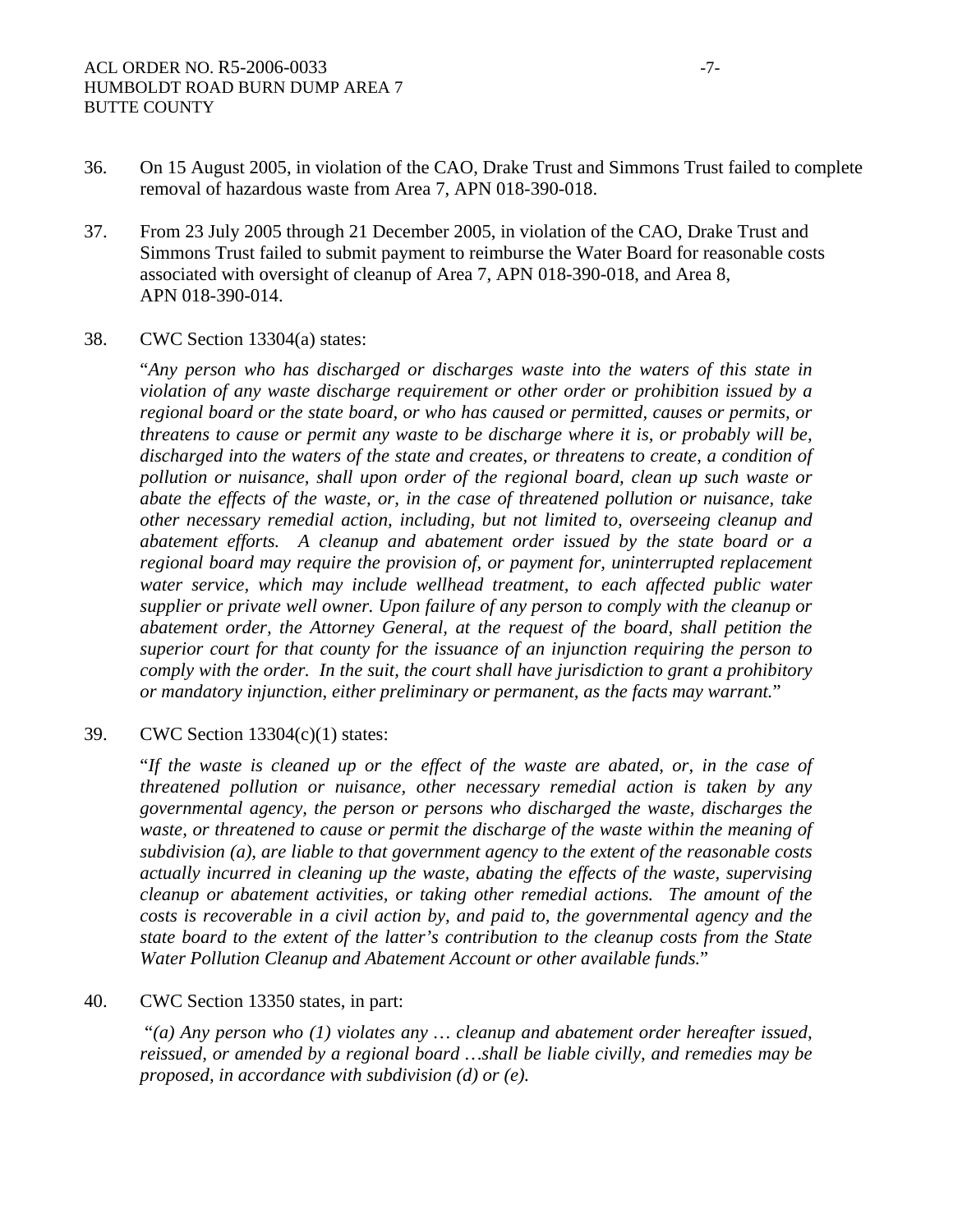36. On 15 August 2005, in violation of the CAO, Drake Trust and Simmons Trust failed to complete removal of hazardous waste from Area 7, APN 018-390-018.

37. From 23 July 2005 through 21 December 2005, in violation of the CAO, Drake Trust and Simmons Trust failed to submit payment to reimburse the Water Board for reasonable costs associated with oversight of cleanup of Area 7, APN 018-390-018, and Area 8, APN 018-390-014.

38. CWC Section 13304(a) states:

"*Any person who has discharged or discharges waste into the waters of this state in violation of any waste discharge requirement or other order or prohibition issued by a regional board or the state board, or who has caused or permitted, causes or permits, or threatens to cause or permit any waste to be discharge where it is, or probably will be, discharged into the waters of the state and creates, or threatens to create, a condition of pollution or nuisance, shall upon order of the regional board, clean up such waste or abate the effects of the waste, or, in the case of threatened pollution or nuisance, take other necessary remedial action, including, but not limited to, overseeing cleanup and abatement efforts. A cleanup and abatement order issued by the state board or a regional board may require the provision of, or payment for, uninterrupted replacement water service, which may include wellhead treatment, to each affected public water supplier or private well owner. Upon failure of any person to comply with the cleanup or abatement order, the Attorney General, at the request of the board, shall petition the superior court for that county for the issuance of an injunction requiring the person to comply with the order. In the suit, the court shall have jurisdiction to grant a prohibitory or mandatory injunction, either preliminary or permanent, as the facts may warrant.*"

39. CWC Section 13304(c)(1) states:

"*If the waste is cleaned up or the effect of the waste are abated, or, in the case of threatened pollution or nuisance, other necessary remedial action is taken by any governmental agency, the person or persons who discharged the waste, discharges the waste, or threatened to cause or permit the discharge of the waste within the meaning of subdivision (a), are liable to that government agency to the extent of the reasonable costs actually incurred in cleaning up the waste, abating the effects of the waste, supervising cleanup or abatement activities, or taking other remedial actions. The amount of the costs is recoverable in a civil action by, and paid to, the governmental agency and the state board to the extent of the latter's contribution to the cleanup costs from the State Water Pollution Cleanup and Abatement Account or other available funds.*"

40. CWC Section 13350 states, in part:

"*(a) Any person who (1) violates any … cleanup and abatement order hereafter issued, reissued, or amended by a regional board …shall be liable civilly, and remedies may be proposed, in accordance with subdivision (d) or (e).*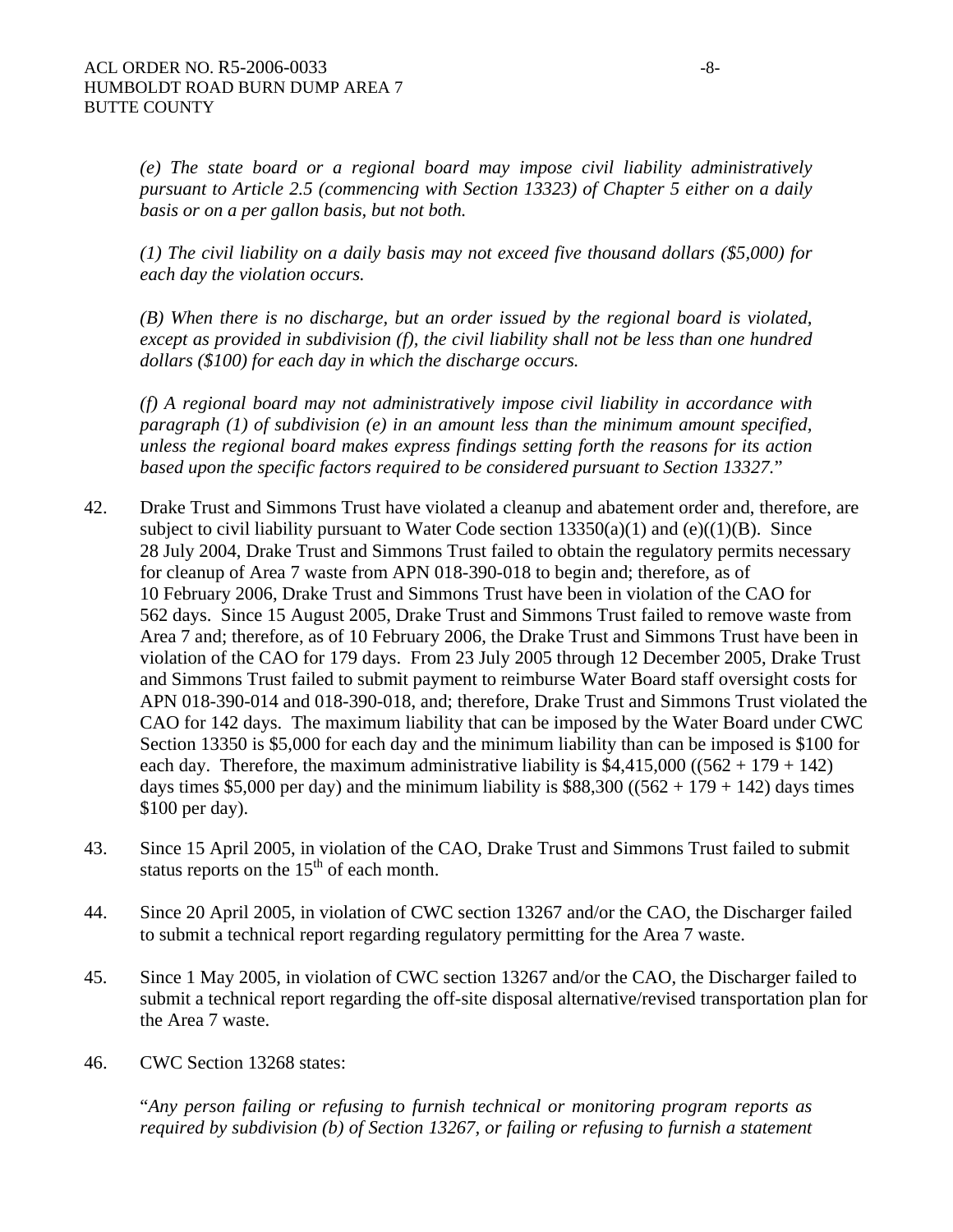*(e) The state board or a regional board may impose civil liability administratively pursuant to Article 2.5 (commencing with Section 13323) of Chapter 5 either on a daily basis or on a per gallon basis, but not both.*

*(1) The civil liability on a daily basis may not exceed five thousand dollars ($5,000) for each day the violation occurs.*

*(B) When there is no discharge, but an order issued by the regional board is violated, except as provided in subdivision (f), the civil liability shall not be less than one hundred dollars ($100) for each day in which the discharge occurs.*

*(f) A regional board may not administratively impose civil liability in accordance with paragraph (1) of subdivision (e) in an amount less than the minimum amount specified, unless the regional board makes express findings setting forth the reasons for its action based upon the specific factors required to be considered pursuant to Section 13327.*"

42. Drake Trust and Simmons Trust have violated a cleanup and abatement order and, therefore, are subject to civil liability pursuant to Water Code section 13350(a)(1) and (e)((1)(B). Since 28 July 2004, Drake Trust and Simmons Trust failed to obtain the regulatory permits necessary for cleanup of Area 7 waste from APN 018-390-018 to begin and; therefore, as of 10 February 2006, Drake Trust and Simmons Trust have been in violation of the CAO for 562 days. Since 15 August 2005, Drake Trust and Simmons Trust failed to remove waste from Area 7 and; therefore, as of 10 February 2006, the Drake Trust and Simmons Trust have been in violation of the CAO for 179 days. From 23 July 2005 through 12 December 2005, Drake Trust and Simmons Trust failed to submit payment to reimburse Water Board staff oversight costs for APN 018-390-014 and 018-390-018, and; therefore, Drake Trust and Simmons Trust violated the CAO for 142 days. The maximum liability that can be imposed by the Water Board under CWC Section 13350 is $5,000 for each day and the minimum liability than can be imposed is $100 for each day. Therefore, the maximum administrative liability is $4,415,000 ((562 + 179 + 142) days times $5,000 per day) and the minimum liability is $88,300 ((562 + 179 + 142) days times $100 per day).

43. Since 15 April 2005, in violation of the CAO, Drake Trust and Simmons Trust failed to submit status reports on the 15th of each month.

44. Since 20 April 2005, in violation of CWC section 13267 and/or the CAO, the Discharger failed to submit a technical report regarding regulatory permitting for the Area 7 waste.

45. Since 1 May 2005, in violation of CWC section 13267 and/or the CAO, the Discharger failed to submit a technical report regarding the off-site disposal alternative/revised transportation plan for the Area 7 waste.

46. CWC Section 13268 states:

"*Any person failing or refusing to furnish technical or monitoring program reports as required by subdivision (b) of Section 13267, or failing or refusing to furnish a statement*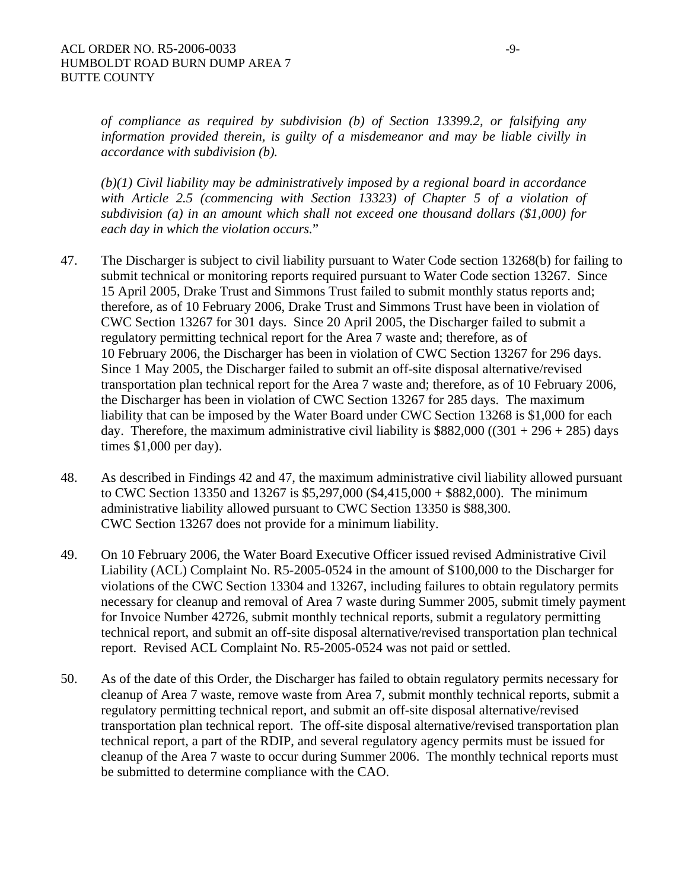*of compliance as required by subdivision (b) of Section 13399.2, or falsifying any information provided therein, is guilty of a misdemeanor and may be liable civilly in accordance with subdivision (b).*

*(b)(1) Civil liability may be administratively imposed by a regional board in accordance with Article 2.5 (commencing with Section 13323) of Chapter 5 of a violation of subdivision (a) in an amount which shall not exceed one thousand dollars ($1,000) for each day in which the violation occurs.*"

47. The Discharger is subject to civil liability pursuant to Water Code section 13268(b) for failing to submit technical or monitoring reports required pursuant to Water Code section 13267. Since 15 April 2005, Drake Trust and Simmons Trust failed to submit monthly status reports and; therefore, as of 10 February 2006, Drake Trust and Simmons Trust have been in violation of CWC Section 13267 for 301 days. Since 20 April 2005, the Discharger failed to submit a regulatory permitting technical report for the Area 7 waste and; therefore, as of 10 February 2006, the Discharger has been in violation of CWC Section 13267 for 296 days. Since 1 May 2005, the Discharger failed to submit an off-site disposal alternative/revised transportation plan technical report for the Area 7 waste and; therefore, as of 10 February 2006, the Discharger has been in violation of CWC Section 13267 for 285 days. The maximum liability that can be imposed by the Water Board under CWC Section 13268 is $1,000 for each day. Therefore, the maximum administrative civil liability is $882,000 ((301 + 296 + 285) days times $1,000 per day).

48. As described in Findings 42 and 47, the maximum administrative civil liability allowed pursuant to CWC Section 13350 and 13267 is $5,297,000 ($4,415,000 + $882,000). The minimum administrative liability allowed pursuant to CWC Section 13350 is $88,300. CWC Section 13267 does not provide for a minimum liability.

49. On 10 February 2006, the Water Board Executive Officer issued revised Administrative Civil Liability (ACL) Complaint No. R5-2005-0524 in the amount of $100,000 to the Discharger for violations of the CWC Section 13304 and 13267, including failures to obtain regulatory permits necessary for cleanup and removal of Area 7 waste during Summer 2005, submit timely payment for Invoice Number 42726, submit monthly technical reports, submit a regulatory permitting technical report, and submit an off-site disposal alternative/revised transportation plan technical report. Revised ACL Complaint No. R5-2005-0524 was not paid or settled.

50. As of the date of this Order, the Discharger has failed to obtain regulatory permits necessary for cleanup of Area 7 waste, remove waste from Area 7, submit monthly technical reports, submit a regulatory permitting technical report, and submit an off-site disposal alternative/revised transportation plan technical report. The off-site disposal alternative/revised transportation plan technical report, a part of the RDIP, and several regulatory agency permits must be issued for cleanup of the Area 7 waste to occur during Summer 2006. The monthly technical reports must be submitted to determine compliance with the CAO.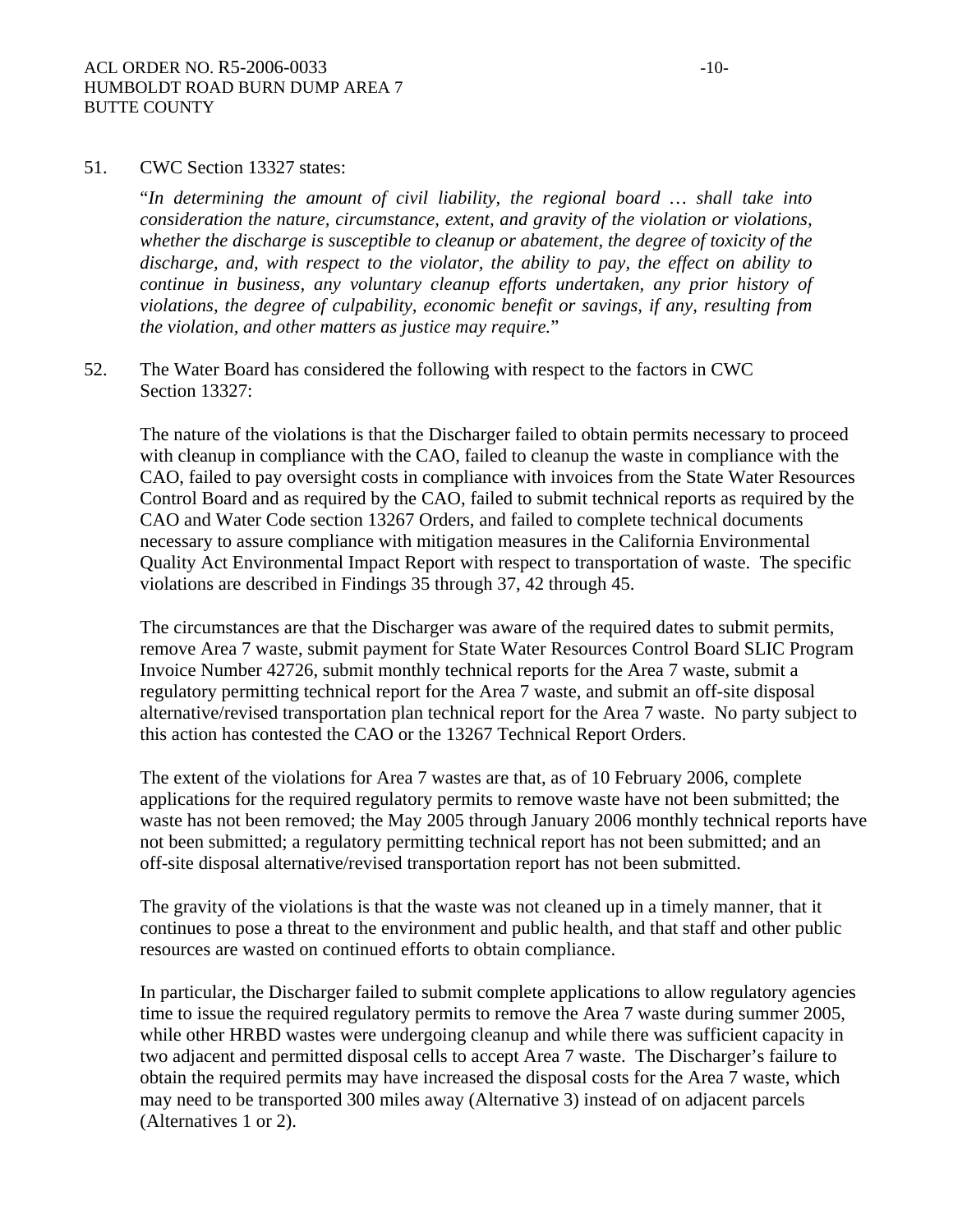51. CWC Section 13327 states:

"*In determining the amount of civil liability, the regional board … shall take into consideration the nature, circumstance, extent, and gravity of the violation or violations, whether the discharge is susceptible to cleanup or abatement, the degree of toxicity of the discharge, and, with respect to the violator, the ability to pay, the effect on ability to continue in business, any voluntary cleanup efforts undertaken, any prior history of violations, the degree of culpability, economic benefit or savings, if any, resulting from the violation, and other matters as justice may require.*"

52. The Water Board has considered the following with respect to the factors in CWC Section 13327:

The nature of the violations is that the Discharger failed to obtain permits necessary to proceed with cleanup in compliance with the CAO, failed to cleanup the waste in compliance with the CAO, failed to pay oversight costs in compliance with invoices from the State Water Resources Control Board and as required by the CAO, failed to submit technical reports as required by the CAO and Water Code section 13267 Orders, and failed to complete technical documents necessary to assure compliance with mitigation measures in the California Environmental Quality Act Environmental Impact Report with respect to transportation of waste. The specific violations are described in Findings 35 through 37, 42 through 45.

The circumstances are that the Discharger was aware of the required dates to submit permits, remove Area 7 waste, submit payment for State Water Resources Control Board SLIC Program Invoice Number 42726, submit monthly technical reports for the Area 7 waste, submit a regulatory permitting technical report for the Area 7 waste, and submit an off-site disposal alternative/revised transportation plan technical report for the Area 7 waste. No party subject to this action has contested the CAO or the 13267 Technical Report Orders.

The extent of the violations for Area 7 wastes are that, as of 10 February 2006, complete applications for the required regulatory permits to remove waste have not been submitted; the waste has not been removed; the May 2005 through January 2006 monthly technical reports have not been submitted; a regulatory permitting technical report has not been submitted; and an off-site disposal alternative/revised transportation report has not been submitted.

The gravity of the violations is that the waste was not cleaned up in a timely manner, that it continues to pose a threat to the environment and public health, and that staff and other public resources are wasted on continued efforts to obtain compliance.

In particular, the Discharger failed to submit complete applications to allow regulatory agencies time to issue the required regulatory permits to remove the Area 7 waste during summer 2005, while other HRBD wastes were undergoing cleanup and while there was sufficient capacity in two adjacent and permitted disposal cells to accept Area 7 waste. The Discharger's failure to obtain the required permits may have increased the disposal costs for the Area 7 waste, which may need to be transported 300 miles away (Alternative 3) instead of on adjacent parcels (Alternatives 1 or 2).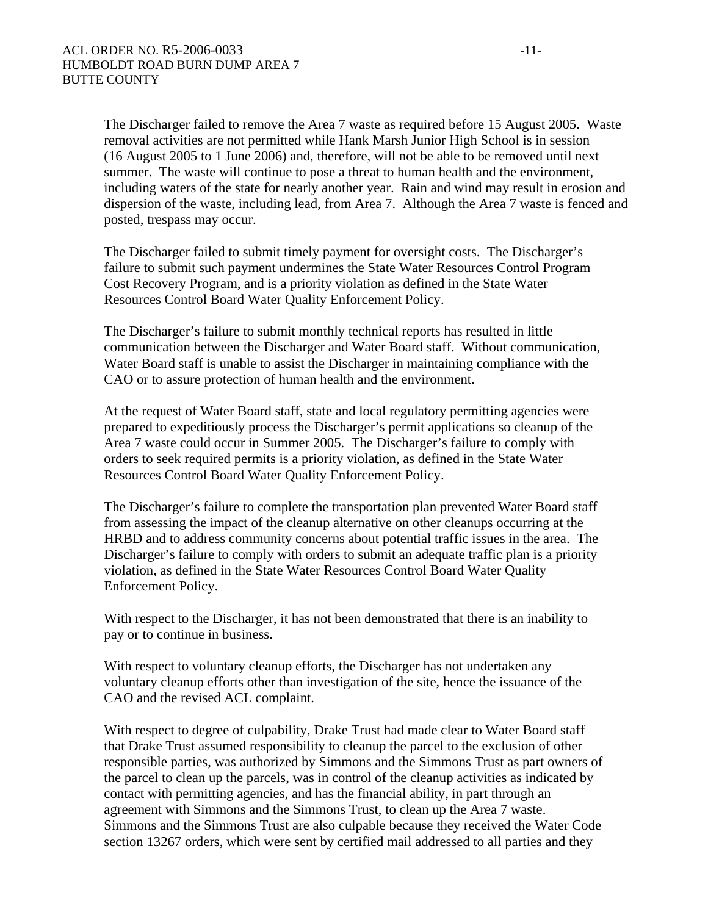The Discharger failed to remove the Area 7 waste as required before 15 August 2005. Waste removal activities are not permitted while Hank Marsh Junior High School is in session (16 August 2005 to 1 June 2006) and, therefore, will not be able to be removed until next summer. The waste will continue to pose a threat to human health and the environment, including waters of the state for nearly another year. Rain and wind may result in erosion and dispersion of the waste, including lead, from Area 7. Although the Area 7 waste is fenced and posted, trespass may occur.

The Discharger failed to submit timely payment for oversight costs. The Discharger's failure to submit such payment undermines the State Water Resources Control Program Cost Recovery Program, and is a priority violation as defined in the State Water Resources Control Board Water Quality Enforcement Policy.

The Discharger's failure to submit monthly technical reports has resulted in little communication between the Discharger and Water Board staff. Without communication, Water Board staff is unable to assist the Discharger in maintaining compliance with the CAO or to assure protection of human health and the environment.

At the request of Water Board staff, state and local regulatory permitting agencies were prepared to expeditiously process the Discharger's permit applications so cleanup of the Area 7 waste could occur in Summer 2005. The Discharger's failure to comply with orders to seek required permits is a priority violation, as defined in the State Water Resources Control Board Water Quality Enforcement Policy.

The Discharger's failure to complete the transportation plan prevented Water Board staff from assessing the impact of the cleanup alternative on other cleanups occurring at the HRBD and to address community concerns about potential traffic issues in the area. The Discharger's failure to comply with orders to submit an adequate traffic plan is a priority violation, as defined in the State Water Resources Control Board Water Quality Enforcement Policy.

With respect to the Discharger, it has not been demonstrated that there is an inability to pay or to continue in business.

With respect to voluntary cleanup efforts, the Discharger has not undertaken any voluntary cleanup efforts other than investigation of the site, hence the issuance of the CAO and the revised ACL complaint.

With respect to degree of culpability, Drake Trust had made clear to Water Board staff that Drake Trust assumed responsibility to cleanup the parcel to the exclusion of other responsible parties, was authorized by Simmons and the Simmons Trust as part owners of the parcel to clean up the parcels, was in control of the cleanup activities as indicated by contact with permitting agencies, and has the financial ability, in part through an agreement with Simmons and the Simmons Trust, to clean up the Area 7 waste. Simmons and the Simmons Trust are also culpable because they received the Water Code section 13267 orders, which were sent by certified mail addressed to all parties and they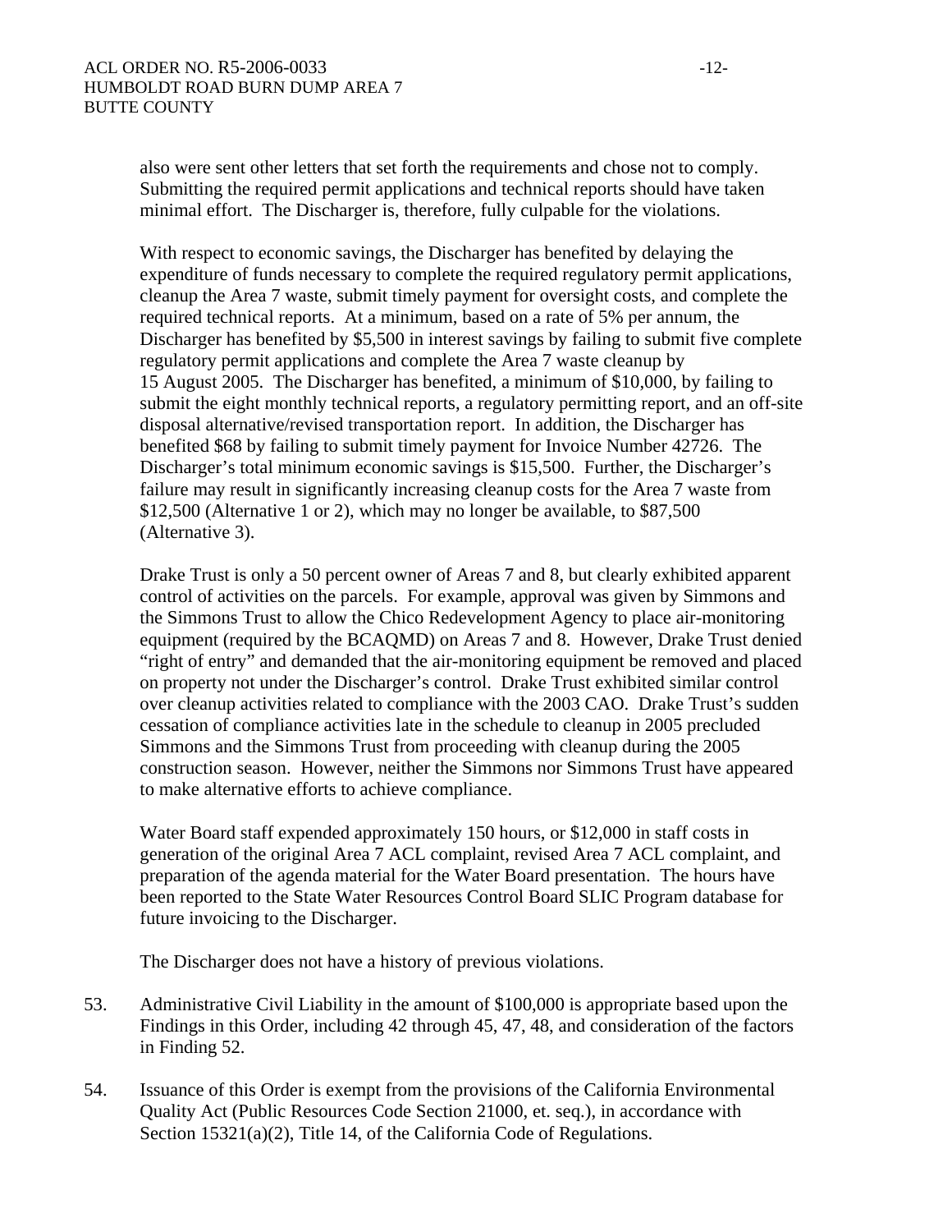also were sent other letters that set forth the requirements and chose not to comply. Submitting the required permit applications and technical reports should have taken minimal effort. The Discharger is, therefore, fully culpable for the violations.

With respect to economic savings, the Discharger has benefited by delaying the expenditure of funds necessary to complete the required regulatory permit applications, cleanup the Area 7 waste, submit timely payment for oversight costs, and complete the required technical reports. At a minimum, based on a rate of 5% per annum, the Discharger has benefited by $5,500 in interest savings by failing to submit five complete regulatory permit applications and complete the Area 7 waste cleanup by 15 August 2005. The Discharger has benefited, a minimum of $10,000, by failing to submit the eight monthly technical reports, a regulatory permitting report, and an off-site disposal alternative/revised transportation report. In addition, the Discharger has benefited $68 by failing to submit timely payment for Invoice Number 42726. The Discharger's total minimum economic savings is $15,500. Further, the Discharger's failure may result in significantly increasing cleanup costs for the Area 7 waste from $12,500 (Alternative 1 or 2), which may no longer be available, to $87,500 (Alternative 3).

Drake Trust is only a 50 percent owner of Areas 7 and 8, but clearly exhibited apparent control of activities on the parcels. For example, approval was given by Simmons and the Simmons Trust to allow the Chico Redevelopment Agency to place air-monitoring equipment (required by the BCAQMD) on Areas 7 and 8. However, Drake Trust denied "right of entry" and demanded that the air-monitoring equipment be removed and placed on property not under the Discharger's control. Drake Trust exhibited similar control over cleanup activities related to compliance with the 2003 CAO. Drake Trust's sudden cessation of compliance activities late in the schedule to cleanup in 2005 precluded Simmons and the Simmons Trust from proceeding with cleanup during the 2005 construction season. However, neither the Simmons nor Simmons Trust have appeared to make alternative efforts to achieve compliance.

Water Board staff expended approximately 150 hours, or $12,000 in staff costs in generation of the original Area 7 ACL complaint, revised Area 7 ACL complaint, and preparation of the agenda material for the Water Board presentation. The hours have been reported to the State Water Resources Control Board SLIC Program database for future invoicing to the Discharger.

The Discharger does not have a history of previous violations.

53. Administrative Civil Liability in the amount of $100,000 is appropriate based upon the Findings in this Order, including 42 through 45, 47, 48, and consideration of the factors in Finding 52.

54. Issuance of this Order is exempt from the provisions of the California Environmental Quality Act (Public Resources Code Section 21000, et. seq.), in accordance with Section 15321(a)(2), Title 14, of the California Code of Regulations.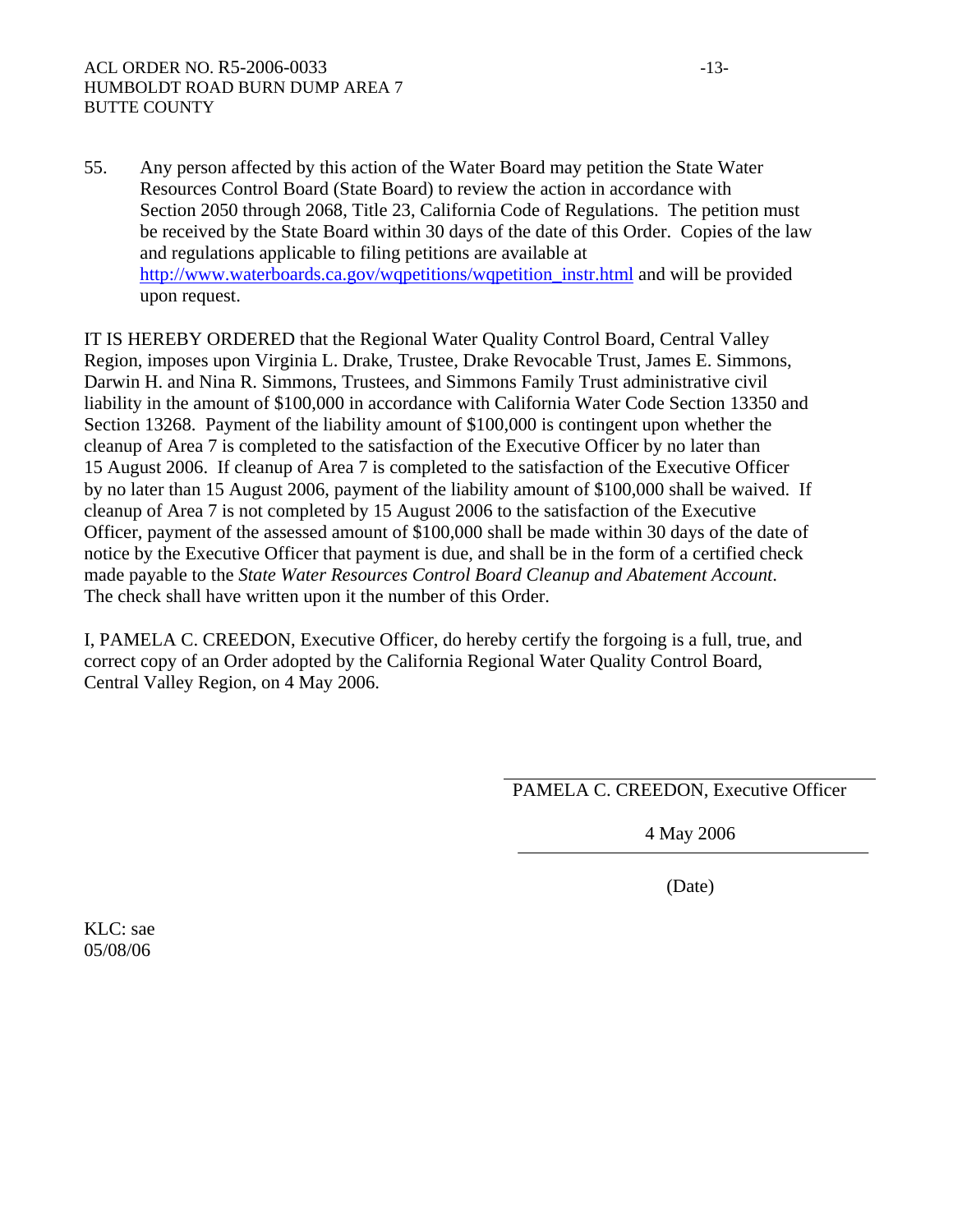55. Any person affected by this action of the Water Board may petition the State Water Resources Control Board (State Board) to review the action in accordance with Section 2050 through 2068, Title 23, California Code of Regulations. The petition must be received by the State Board within 30 days of the date of this Order. Copies of the law and regulations applicable to filing petitions are available at http://www.waterboards.ca.gov/wqpetitions/wqpetition_instr.html and will be provided upon request.

IT IS HEREBY ORDERED that the Regional Water Quality Control Board, Central Valley Region, imposes upon Virginia L. Drake, Trustee, Drake Revocable Trust, James E. Simmons, Darwin H. and Nina R. Simmons, Trustees, and Simmons Family Trust administrative civil liability in the amount of $100,000 in accordance with California Water Code Section 13350 and Section 13268. Payment of the liability amount of $100,000 is contingent upon whether the cleanup of Area 7 is completed to the satisfaction of the Executive Officer by no later than 15 August 2006. If cleanup of Area 7 is completed to the satisfaction of the Executive Officer by no later than 15 August 2006, payment of the liability amount of $100,000 shall be waived. If cleanup of Area 7 is not completed by 15 August 2006 to the satisfaction of the Executive Officer, payment of the assessed amount of $100,000 shall be made within 30 days of the date of notice by the Executive Officer that payment is due, and shall be in the form of a certified check made payable to the *State Water Resources Control Board Cleanup and Abatement Account.* The check shall have written upon it the number of this Order.

I, PAMELA C. CREEDON, Executive Officer, do hereby certify the forgoing is a full, true, and correct copy of an Order adopted by the California Regional Water Quality Control Board, Central Valley Region, on 4 May 2006.

PAMELA C. CREEDON, Executive Officer

4 May 2006

(Date)

KLC: sae
05/08/06